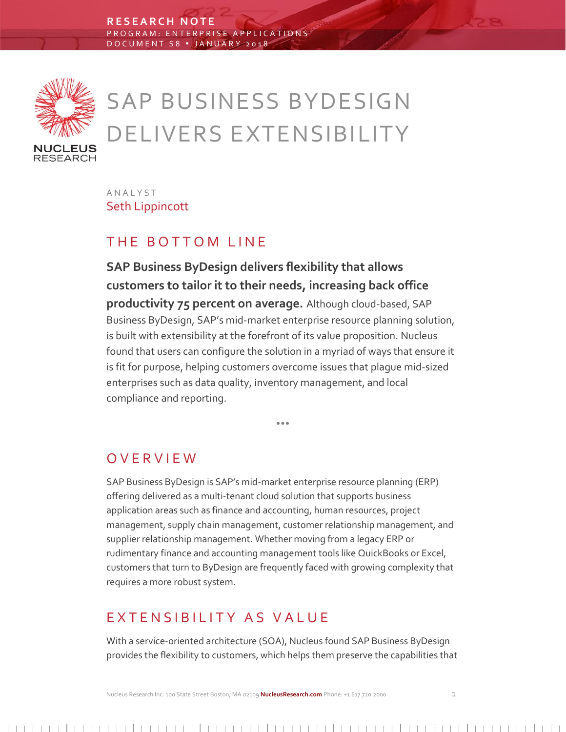RESEARCH NOTE
PROGRAM: ENTERPRISE APPLICATIONS
DOCUMENT S8 • JANUARY 2018

# SAP BUSINESS BYDESIGN DELIVERS EXTENSIBILITY

ANALYST
Seth Lippincott

## THE BOTTOM LINE

**SAP Business ByDesign delivers flexibility that allows customers to tailor it to their needs, increasing back office productivity 75 percent on average.** Although cloud-based, SAP Business ByDesign, SAP's mid-market enterprise resource planning solution, is built with extensibility at the forefront of its value proposition. Nucleus found that users can configure the solution in a myriad of ways that ensure it is fit for purpose, helping customers overcome issues that plague mid-sized enterprises such as data quality, inventory management, and local compliance and reporting.

•••

## OVERVIEW

SAP Business ByDesign is SAP's mid-market enterprise resource planning (ERP) offering delivered as a multi-tenant cloud solution that supports business application areas such as finance and accounting, human resources, project management, supply chain management, customer relationship management, and supplier relationship management. Whether moving from a legacy ERP or rudimentary finance and accounting management tools like QuickBooks or Excel, customers that turn to ByDesign are frequently faced with growing complexity that requires a more robust system.

## EXTENSIBILITY AS VALUE

With a service-oriented architecture (SOA), Nucleus found SAP Business ByDesign provides the flexibility to customers, which helps them preserve the capabilities that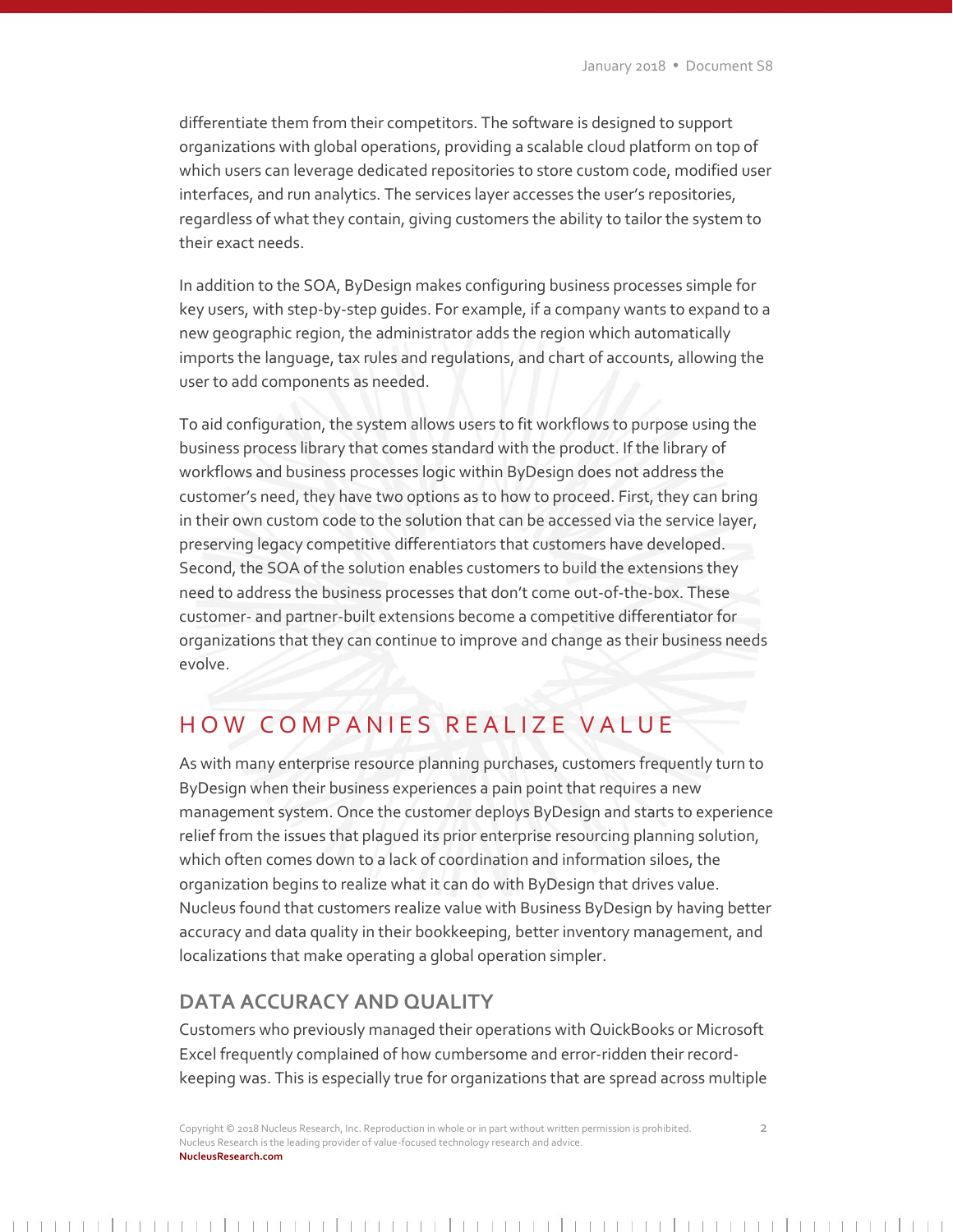differentiate them from their competitors. The software is designed to support organizations with global operations, providing a scalable cloud platform on top of which users can leverage dedicated repositories to store custom code, modified user interfaces, and run analytics. The services layer accesses the user's repositories, regardless of what they contain, giving customers the ability to tailor the system to their exact needs.

In addition to the SOA, ByDesign makes configuring business processes simple for key users, with step-by-step guides. For example, if a company wants to expand to a new geographic region, the administrator adds the region which automatically imports the language, tax rules and regulations, and chart of accounts, allowing the user to add components as needed.

To aid configuration, the system allows users to fit workflows to purpose using the business process library that comes standard with the product. If the library of workflows and business processes logic within ByDesign does not address the customer's need, they have two options as to how to proceed. First, they can bring in their own custom code to the solution that can be accessed via the service layer, preserving legacy competitive differentiators that customers have developed. Second, the SOA of the solution enables customers to build the extensions they need to address the business processes that don't come out-of-the-box. These customer- and partner-built extensions become a competitive differentiator for organizations that they can continue to improve and change as their business needs evolve.

## HOW COMPANIES REALIZE VALUE

As with many enterprise resource planning purchases, customers frequently turn to ByDesign when their business experiences a pain point that requires a new management system. Once the customer deploys ByDesign and starts to experience relief from the issues that plagued its prior enterprise resourcing planning solution, which often comes down to a lack of coordination and information siloes, the organization begins to realize what it can do with ByDesign that drives value. Nucleus found that customers realize value with Business ByDesign by having better accuracy and data quality in their bookkeeping, better inventory management, and localizations that make operating a global operation simpler.

### DATA ACCURACY AND QUALITY

Customers who previously managed their operations with QuickBooks or Microsoft Excel frequently complained of how cumbersome and error-ridden their record-keeping was. This is especially true for organizations that are spread across multiple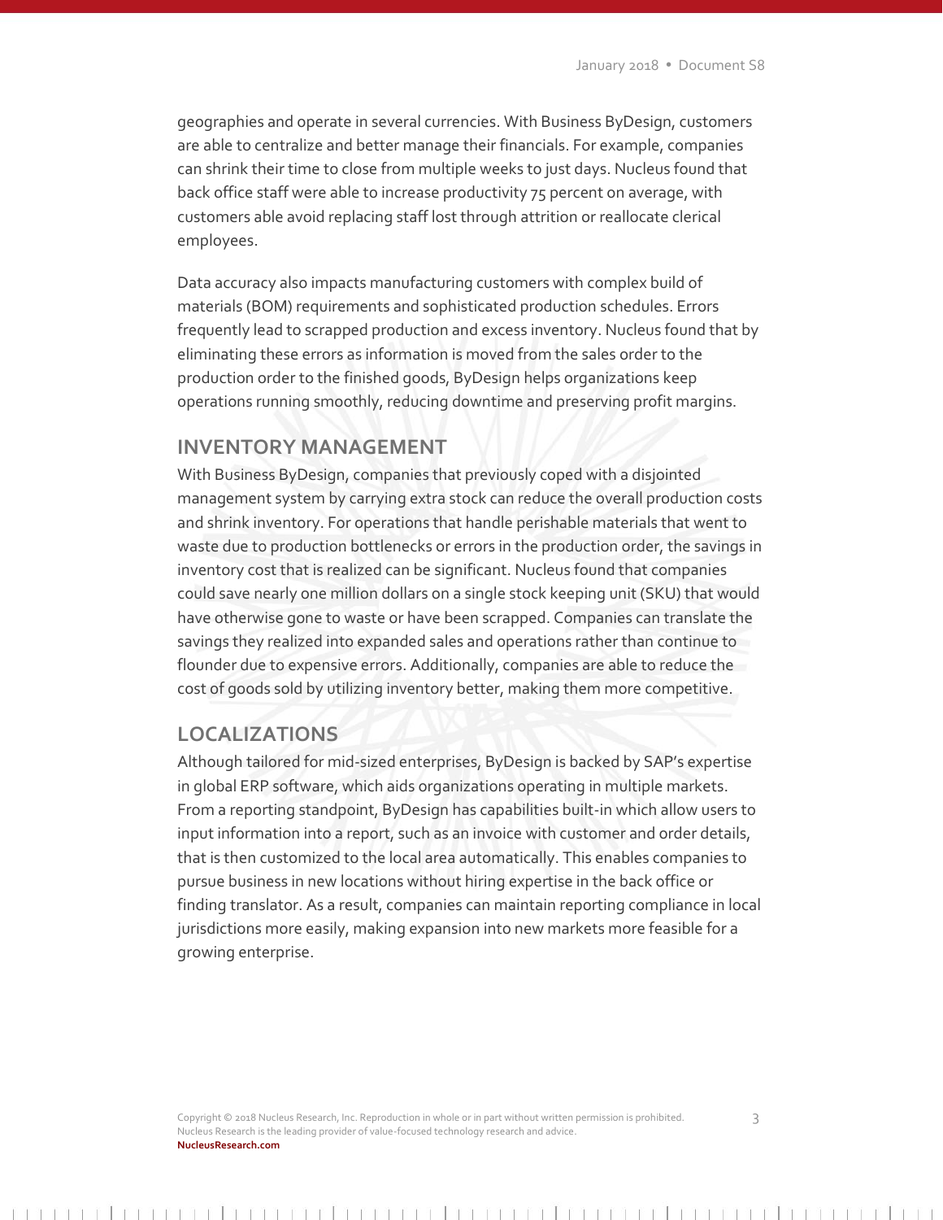geographies and operate in several currencies. With Business ByDesign, customers are able to centralize and better manage their financials. For example, companies can shrink their time to close from multiple weeks to just days. Nucleus found that back office staff were able to increase productivity 75 percent on average, with customers able avoid replacing staff lost through attrition or reallocate clerical employees.

Data accuracy also impacts manufacturing customers with complex build of materials (BOM) requirements and sophisticated production schedules. Errors frequently lead to scrapped production and excess inventory. Nucleus found that by eliminating these errors as information is moved from the sales order to the production order to the finished goods, ByDesign helps organizations keep operations running smoothly, reducing downtime and preserving profit margins.

## INVENTORY MANAGEMENT

With Business ByDesign, companies that previously coped with a disjointed management system by carrying extra stock can reduce the overall production costs and shrink inventory. For operations that handle perishable materials that went to waste due to production bottlenecks or errors in the production order, the savings in inventory cost that is realized can be significant. Nucleus found that companies could save nearly one million dollars on a single stock keeping unit (SKU) that would have otherwise gone to waste or have been scrapped. Companies can translate the savings they realized into expanded sales and operations rather than continue to flounder due to expensive errors. Additionally, companies are able to reduce the cost of goods sold by utilizing inventory better, making them more competitive.

## LOCALIZATIONS

Although tailored for mid-sized enterprises, ByDesign is backed by SAP's expertise in global ERP software, which aids organizations operating in multiple markets. From a reporting standpoint, ByDesign has capabilities built-in which allow users to input information into a report, such as an invoice with customer and order details, that is then customized to the local area automatically. This enables companies to pursue business in new locations without hiring expertise in the back office or finding translator. As a result, companies can maintain reporting compliance in local jurisdictions more easily, making expansion into new markets more feasible for a growing enterprise.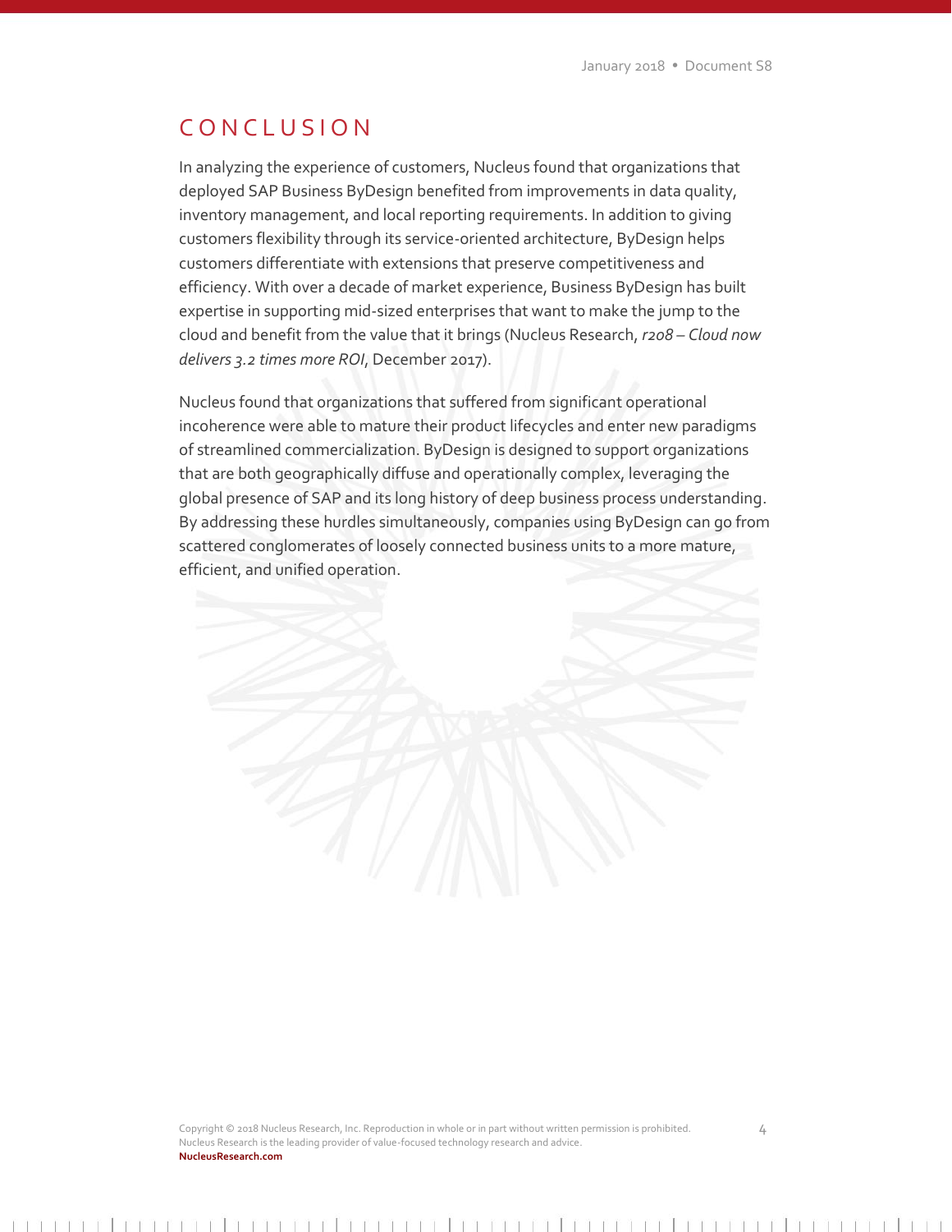# CONCLUSION

In analyzing the experience of customers, Nucleus found that organizations that deployed SAP Business ByDesign benefited from improvements in data quality, inventory management, and local reporting requirements. In addition to giving customers flexibility through its service-oriented architecture, ByDesign helps customers differentiate with extensions that preserve competitiveness and efficiency. With over a decade of market experience, Business ByDesign has built expertise in supporting mid-sized enterprises that want to make the jump to the cloud and benefit from the value that it brings (Nucleus Research, *r208 – Cloud now delivers 3.2 times more ROI*, December 2017).

Nucleus found that organizations that suffered from significant operational incoherence were able to mature their product lifecycles and enter new paradigms of streamlined commercialization. ByDesign is designed to support organizations that are both geographically diffuse and operationally complex, leveraging the global presence of SAP and its long history of deep business process understanding. By addressing these hurdles simultaneously, companies using ByDesign can go from scattered conglomerates of loosely connected business units to a more mature, efficient, and unified operation.